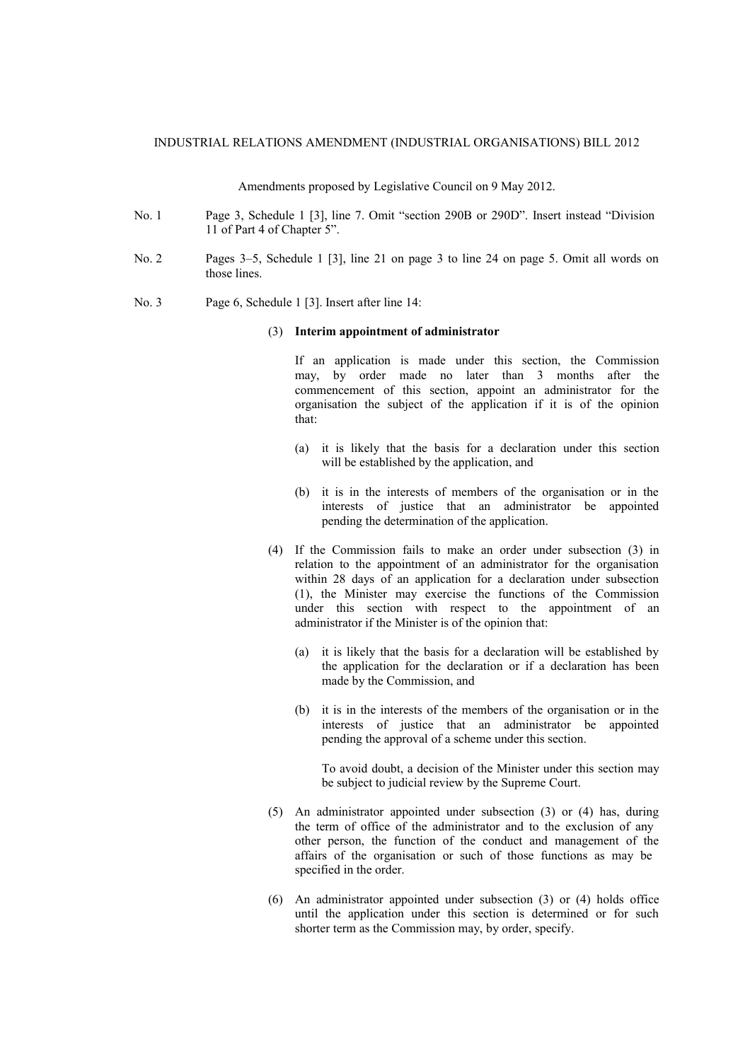INDUSTRIAL RELATIONS AMENDMENT (INDUSTRIAL ORGANISATIONS) BILL 2012

Amendments proposed by Legislative Council on 9 May 2012.

No. 1 Page 3, Schedule 1 [3], line 7. Omit "section 290B or 290D". Insert instead "Division 11 of Part 4 of Chapter 5".

No. 2 Pages 3–5, Schedule 1 [3], line 21 on page 3 to line 24 on page 5. Omit all words on those lines.

No. 3 Page 6, Schedule 1 [3]. Insert after line 14:

(3) **Interim appointment of administrator**

If an application is made under this section, the Commission may, by order made no later than 3 months after the commencement of this section, appoint an administrator for the organisation the subject of the application if it is of the opinion that:

(a) it is likely that the basis for a declaration under this section will be established by the application, and

(b) it is in the interests of members of the organisation or in the interests of justice that an administrator be appointed pending the determination of the application.

(4) If the Commission fails to make an order under subsection (3) in relation to the appointment of an administrator for the organisation within 28 days of an application for a declaration under subsection (1), the Minister may exercise the functions of the Commission under this section with respect to the appointment of an administrator if the Minister is of the opinion that:

(a) it is likely that the basis for a declaration will be established by the application for the declaration or if a declaration has been made by the Commission, and

(b) it is in the interests of the members of the organisation or in the interests of justice that an administrator be appointed pending the approval of a scheme under this section.

To avoid doubt, a decision of the Minister under this section may be subject to judicial review by the Supreme Court.

(5) An administrator appointed under subsection (3) or (4) has, during the term of office of the administrator and to the exclusion of any other person, the function of the conduct and management of the affairs of the organisation or such of those functions as may be specified in the order.

(6) An administrator appointed under subsection (3) or (4) holds office until the application under this section is determined or for such shorter term as the Commission may, by order, specify.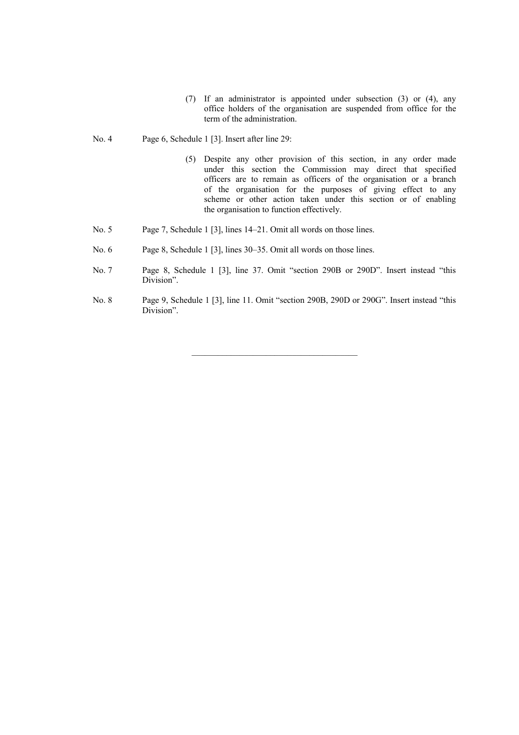(7) If an administrator is appointed under subsection (3) or (4), any office holders of the organisation are suspended from office for the term of the administration.

No. 4 Page 6, Schedule 1 [3]. Insert after line 29:

(5) Despite any other provision of this section, in any order made under this section the Commission may direct that specified officers are to remain as officers of the organisation or a branch of the organisation for the purposes of giving effect to any scheme or other action taken under this section or of enabling the organisation to function effectively.

No. 5 Page 7, Schedule 1 [3], lines 14–21. Omit all words on those lines.

No. 6 Page 8, Schedule 1 [3], lines 30–35. Omit all words on those lines.

No. 7 Page 8, Schedule 1 [3], line 37. Omit "section 290B or 290D". Insert instead "this Division".

No. 8 Page 9, Schedule 1 [3], line 11. Omit "section 290B, 290D or 290G". Insert instead "this Division".

---